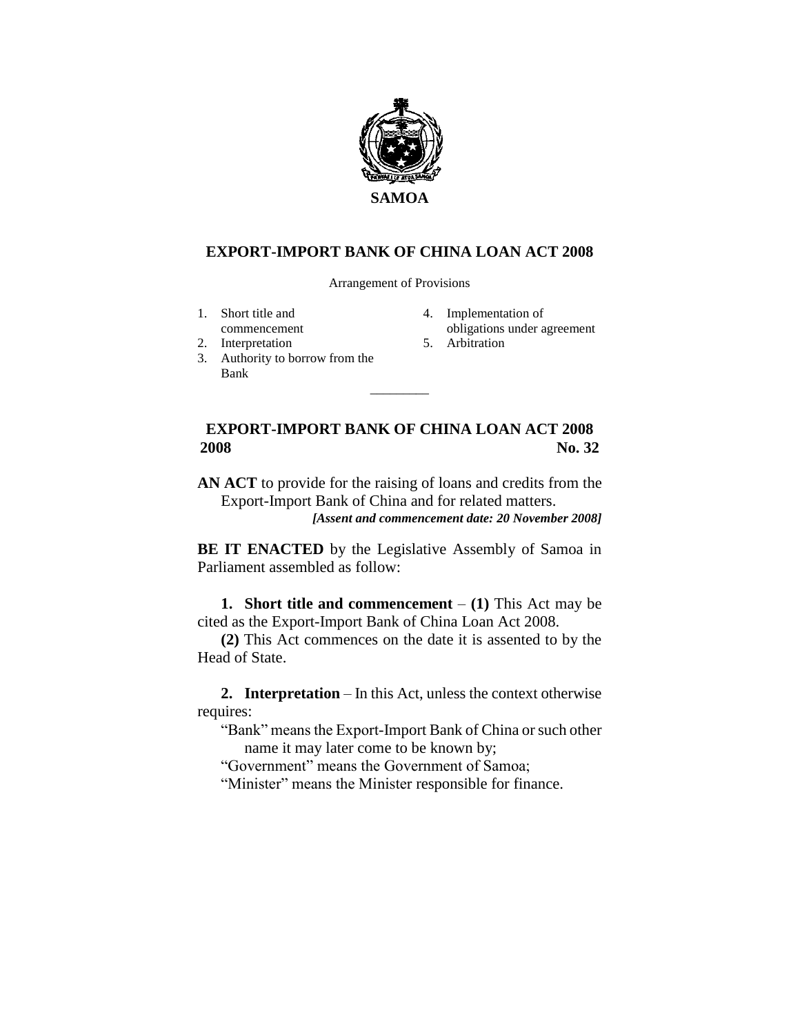**SAMOA**

# EXPORT-IMPORT BANK OF CHINA LOAN ACT 2008

Arrangement of Provisions

1. Short title and commencement
2. Interpretation
3. Authority to borrow from the Bank
4. Implementation of obligations under agreement
5. Arbitration

---

## EXPORT-IMPORT BANK OF CHINA LOAN ACT 2008

**2008** **No. 32**

**AN ACT** to provide for the raising of loans and credits from the Export-Import Bank of China and for related matters.

***[Assent and commencement date: 20 November 2008]***

**BE IT ENACTED** by the Legislative Assembly of Samoa in Parliament assembled as follow:

**1. Short title and commencement** – **(1)** This Act may be cited as the Export-Import Bank of China Loan Act 2008.

**(2)** This Act commences on the date it is assented to by the Head of State.

**2. Interpretation** – In this Act, unless the context otherwise requires:

"Bank" means the Export-Import Bank of China or such other name it may later come to be known by;

"Government" means the Government of Samoa;

"Minister" means the Minister responsible for finance.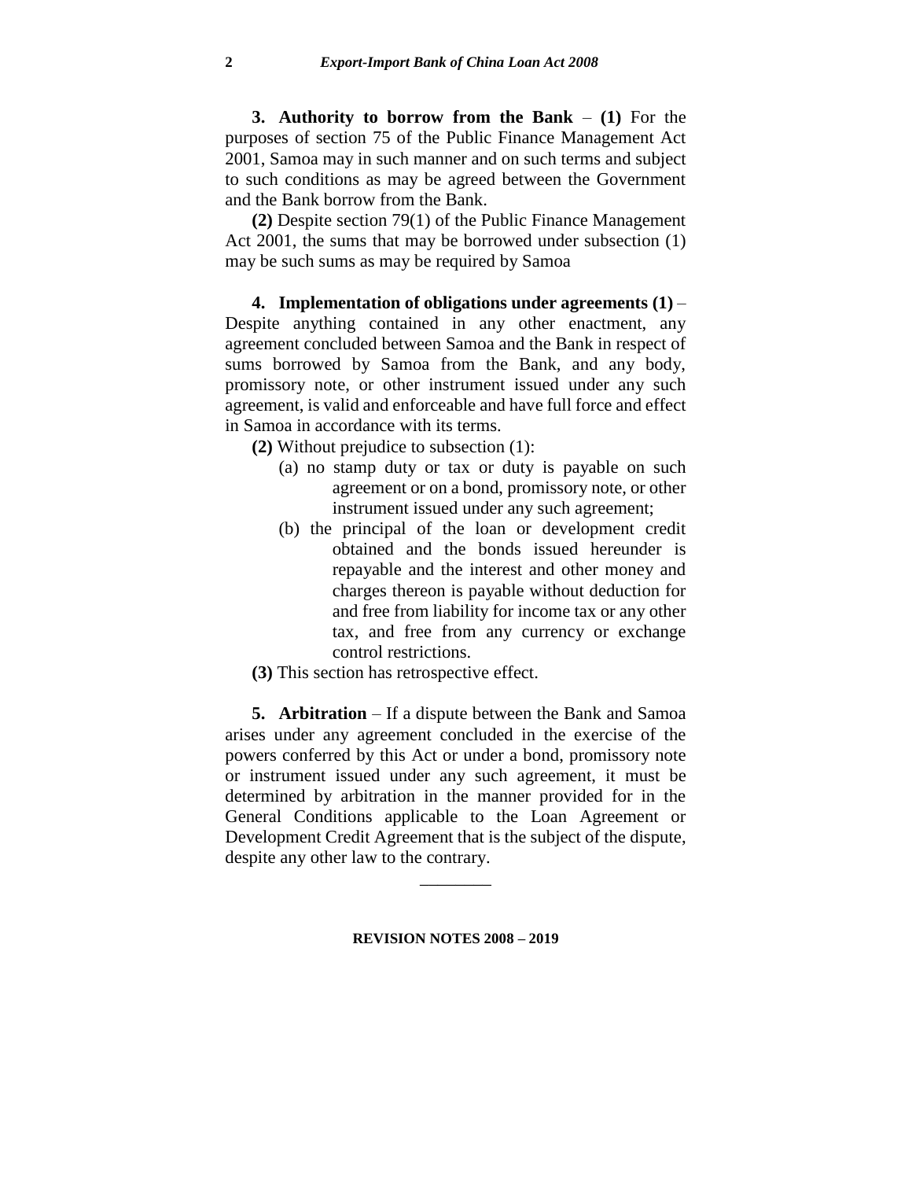**3. Authority to borrow from the Bank** – **(1)** For the purposes of section 75 of the Public Finance Management Act 2001, Samoa may in such manner and on such terms and subject to such conditions as may be agreed between the Government and the Bank borrow from the Bank.

**(2)** Despite section 79(1) of the Public Finance Management Act 2001, the sums that may be borrowed under subsection (1) may be such sums as may be required by Samoa

**4. Implementation of obligations under agreements (1)** – Despite anything contained in any other enactment, any agreement concluded between Samoa and the Bank in respect of sums borrowed by Samoa from the Bank, and any body, promissory note, or other instrument issued under any such agreement, is valid and enforceable and have full force and effect in Samoa in accordance with its terms.

**(2)** Without prejudice to subsection (1):

(a) no stamp duty or tax or duty is payable on such agreement or on a bond, promissory note, or other instrument issued under any such agreement;

(b) the principal of the loan or development credit obtained and the bonds issued hereunder is repayable and the interest and other money and charges thereon is payable without deduction for and free from liability for income tax or any other tax, and free from any currency or exchange control restrictions.

**(3)** This section has retrospective effect.

**5. Arbitration** – If a dispute between the Bank and Samoa arises under any agreement concluded in the exercise of the powers conferred by this Act or under a bond, promissory note or instrument issued under any such agreement, it must be determined by arbitration in the manner provided for in the General Conditions applicable to the Loan Agreement or Development Credit Agreement that is the subject of the dispute, despite any other law to the contrary.

---

**REVISION NOTES 2008 – 2019**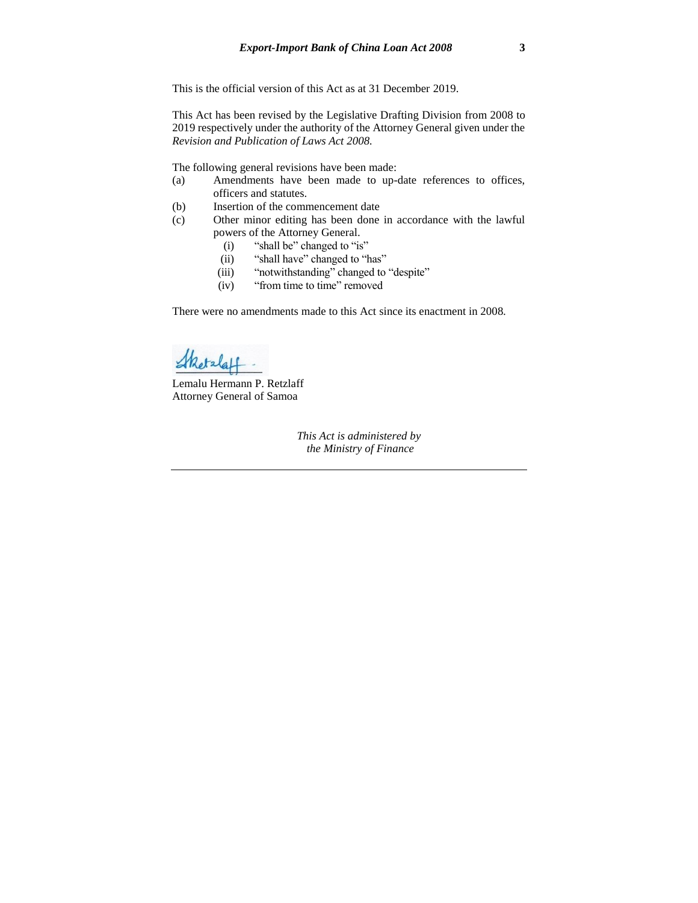This is the official version of this Act as at 31 December 2019.

This Act has been revised by the Legislative Drafting Division from 2008 to 2019 respectively under the authority of the Attorney General given under the *Revision and Publication of Laws Act 2008.*

The following general revisions have been made:

(a) Amendments have been made to up-date references to offices, officers and statutes.

(b) Insertion of the commencement date

(c) Other minor editing has been done in accordance with the lawful powers of the Attorney General.

  (i) "shall be" changed to "is"

  (ii) "shall have" changed to "has"

  (iii) "notwithstanding" changed to "despite"

  (iv) "from time to time" removed

There were no amendments made to this Act since its enactment in 2008.

Lemalu Hermann P. Retzlaff
Attorney General of Samoa

*This Act is administered by the Ministry of Finance*